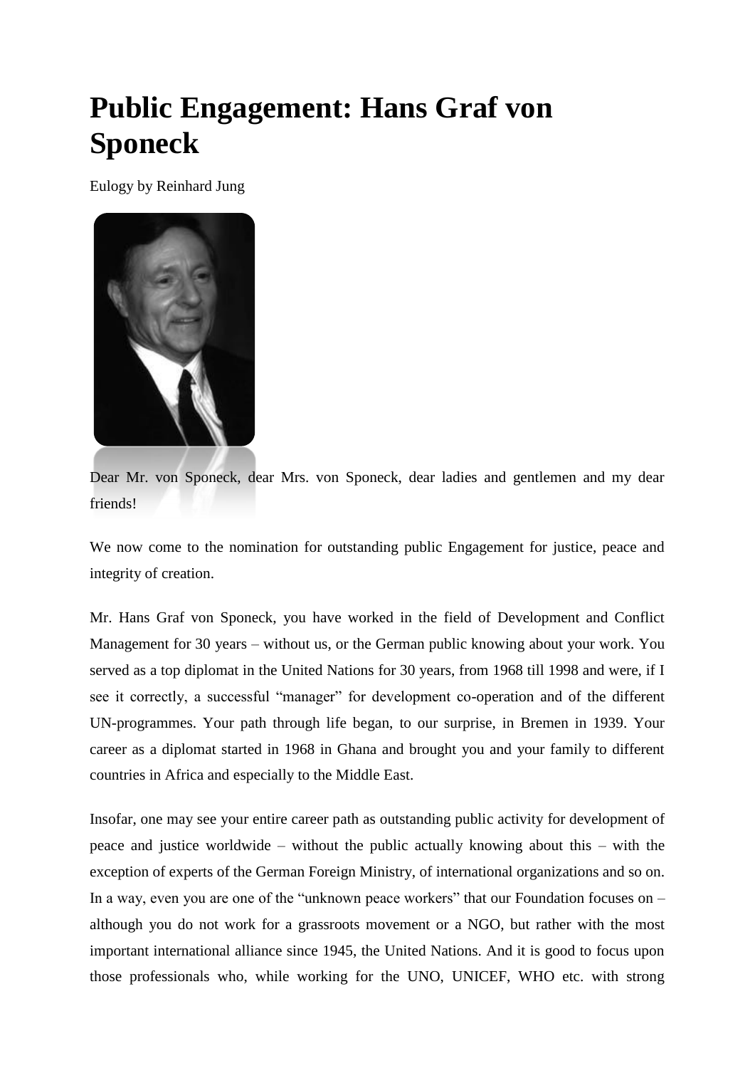# Public Engagement: Hans Graf von Sponeck

Eulogy by Reinhard Jung

Dear Mr. von Sponeck, dear Mrs. von Sponeck, dear ladies and gentlemen and my dear friends!

We now come to the nomination for outstanding public Engagement for justice, peace and integrity of creation.

Mr. Hans Graf von Sponeck, you have worked in the field of Development and Conflict Management for 30 years – without us, or the German public knowing about your work. You served as a top diplomat in the United Nations for 30 years, from 1968 till 1998 and were, if I see it correctly, a successful "manager" for development co-operation and of the different UN-programmes. Your path through life began, to our surprise, in Bremen in 1939. Your career as a diplomat started in 1968 in Ghana and brought you and your family to different countries in Africa and especially to the Middle East.

Insofar, one may see your entire career path as outstanding public activity for development of peace and justice worldwide – without the public actually knowing about this – with the exception of experts of the German Foreign Ministry, of international organizations and so on. In a way, even you are one of the "unknown peace workers" that our Foundation focuses on – although you do not work for a grassroots movement or a NGO, but rather with the most important international alliance since 1945, the United Nations. And it is good to focus upon those professionals who, while working for the UNO, UNICEF, WHO etc. with strong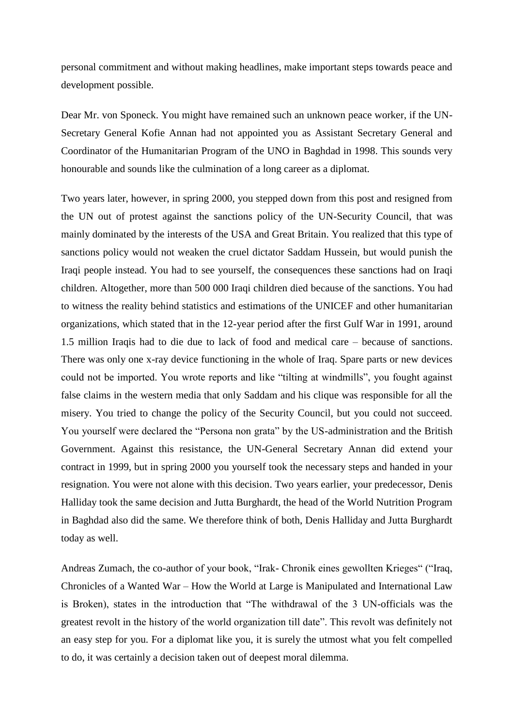personal commitment and without making headlines, make important steps towards peace and development possible.

Dear Mr. von Sponeck. You might have remained such an unknown peace worker, if the UN-Secretary General Kofie Annan had not appointed you as Assistant Secretary General and Coordinator of the Humanitarian Program of the UNO in Baghdad in 1998. This sounds very honourable and sounds like the culmination of a long career as a diplomat.

Two years later, however, in spring 2000, you stepped down from this post and resigned from the UN out of protest against the sanctions policy of the UN-Security Council, that was mainly dominated by the interests of the USA and Great Britain. You realized that this type of sanctions policy would not weaken the cruel dictator Saddam Hussein, but would punish the Iraqi people instead. You had to see yourself, the consequences these sanctions had on Iraqi children. Altogether, more than 500 000 Iraqi children died because of the sanctions. You had to witness the reality behind statistics and estimations of the UNICEF and other humanitarian organizations, which stated that in the 12-year period after the first Gulf War in 1991, around 1.5 million Iraqis had to die due to lack of food and medical care – because of sanctions. There was only one x-ray device functioning in the whole of Iraq. Spare parts or new devices could not be imported. You wrote reports and like "tilting at windmills", you fought against false claims in the western media that only Saddam and his clique was responsible for all the misery. You tried to change the policy of the Security Council, but you could not succeed. You yourself were declared the "Persona non grata" by the US-administration and the British Government. Against this resistance, the UN-General Secretary Annan did extend your contract in 1999, but in spring 2000 you yourself took the necessary steps and handed in your resignation. You were not alone with this decision. Two years earlier, your predecessor, Denis Halliday took the same decision and Jutta Burghardt, the head of the World Nutrition Program in Baghdad also did the same. We therefore think of both, Denis Halliday and Jutta Burghardt today as well.

Andreas Zumach, the co-author of your book, "Irak- Chronik eines gewollten Krieges" ("Iraq, Chronicles of a Wanted War – How the World at Large is Manipulated and International Law is Broken), states in the introduction that "The withdrawal of the 3 UN-officials was the greatest revolt in the history of the world organization till date". This revolt was definitely not an easy step for you. For a diplomat like you, it is surely the utmost what you felt compelled to do, it was certainly a decision taken out of deepest moral dilemma.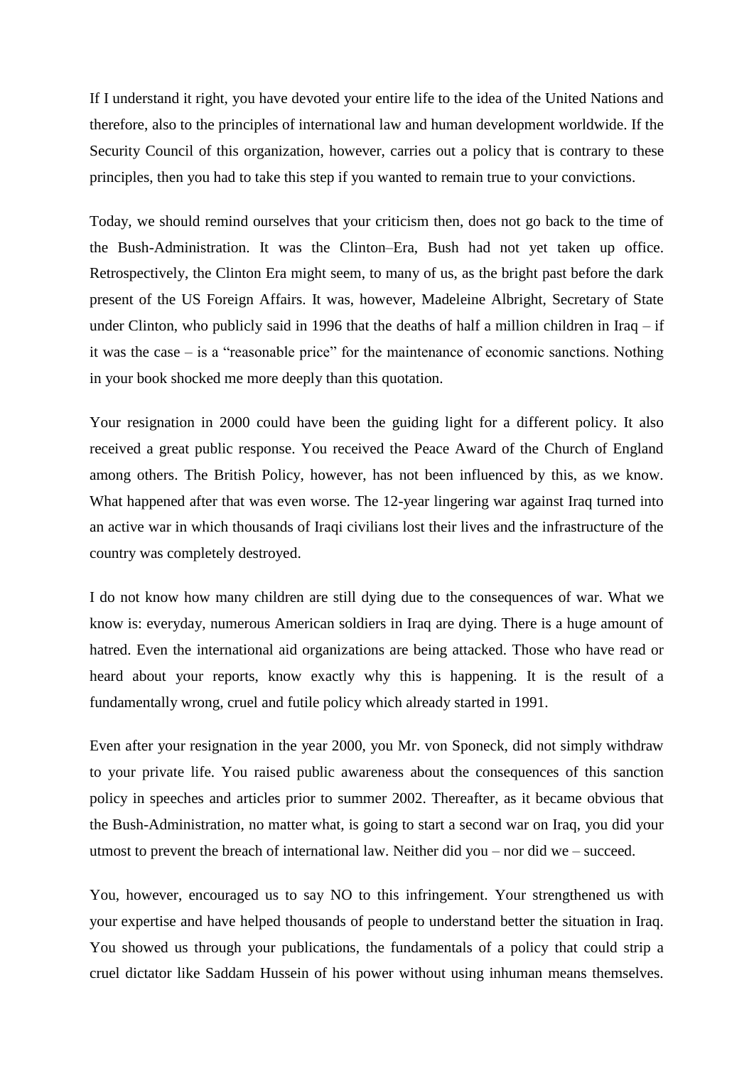If I understand it right, you have devoted your entire life to the idea of the United Nations and therefore, also to the principles of international law and human development worldwide. If the Security Council of this organization, however, carries out a policy that is contrary to these principles, then you had to take this step if you wanted to remain true to your convictions.

Today, we should remind ourselves that your criticism then, does not go back to the time of the Bush-Administration. It was the Clinton–Era, Bush had not yet taken up office. Retrospectively, the Clinton Era might seem, to many of us, as the bright past before the dark present of the US Foreign Affairs. It was, however, Madeleine Albright, Secretary of State under Clinton, who publicly said in 1996 that the deaths of half a million children in Iraq – if it was the case – is a "reasonable price" for the maintenance of economic sanctions. Nothing in your book shocked me more deeply than this quotation.

Your resignation in 2000 could have been the guiding light for a different policy. It also received a great public response. You received the Peace Award of the Church of England among others. The British Policy, however, has not been influenced by this, as we know. What happened after that was even worse. The 12-year lingering war against Iraq turned into an active war in which thousands of Iraqi civilians lost their lives and the infrastructure of the country was completely destroyed.

I do not know how many children are still dying due to the consequences of war. What we know is: everyday, numerous American soldiers in Iraq are dying. There is a huge amount of hatred. Even the international aid organizations are being attacked. Those who have read or heard about your reports, know exactly why this is happening. It is the result of a fundamentally wrong, cruel and futile policy which already started in 1991.

Even after your resignation in the year 2000, you Mr. von Sponeck, did not simply withdraw to your private life. You raised public awareness about the consequences of this sanction policy in speeches and articles prior to summer 2002. Thereafter, as it became obvious that the Bush-Administration, no matter what, is going to start a second war on Iraq, you did your utmost to prevent the breach of international law. Neither did you – nor did we – succeed.

You, however, encouraged us to say NO to this infringement. Your strengthened us with your expertise and have helped thousands of people to understand better the situation in Iraq. You showed us through your publications, the fundamentals of a policy that could strip a cruel dictator like Saddam Hussein of his power without using inhuman means themselves.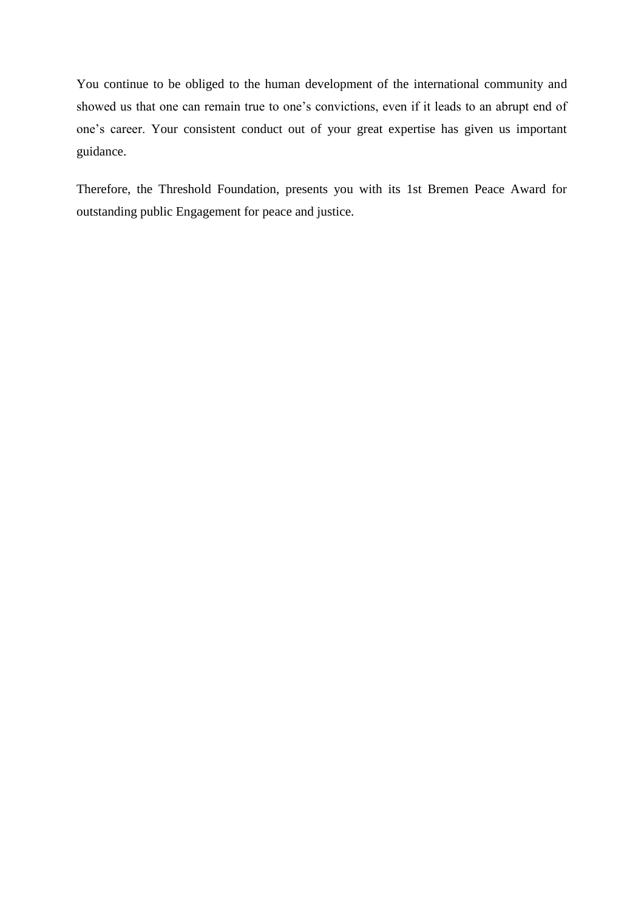You continue to be obliged to the human development of the international community and showed us that one can remain true to one's convictions, even if it leads to an abrupt end of one's career. Your consistent conduct out of your great expertise has given us important guidance.

Therefore, the Threshold Foundation, presents you with its 1st Bremen Peace Award for outstanding public Engagement for peace and justice.